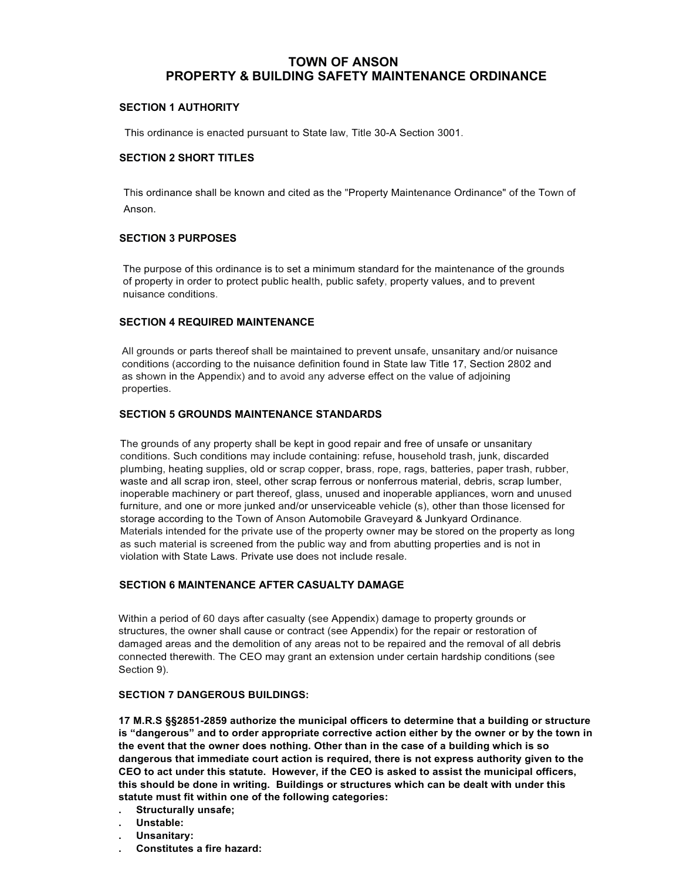# TOWN OF ANSON
# PROPERTY & BUILDING SAFETY MAINTENANCE ORDINANCE

## SECTION 1 AUTHORITY

This ordinance is enacted pursuant to State law, Title 30-A Section 3001.

## SECTION 2 SHORT TITLES

This ordinance shall be known and cited as the "Property Maintenance Ordinance" of the Town of Anson.

## SECTION 3 PURPOSES

The purpose of this ordinance is to set a minimum standard for the maintenance of the grounds of property in order to protect public health, public safety, property values, and to prevent nuisance conditions.

## SECTION 4 REQUIRED MAINTENANCE

All grounds or parts thereof shall be maintained to prevent unsafe, unsanitary and/or nuisance conditions (according to the nuisance definition found in State law Title 17, Section 2802 and as shown in the Appendix) and to avoid any adverse effect on the value of adjoining properties.

## SECTION 5 GROUNDS MAINTENANCE STANDARDS

The grounds of any property shall be kept in good repair and free of unsafe or unsanitary conditions. Such conditions may include containing: refuse, household trash, junk, discarded plumbing, heating supplies, old or scrap copper, brass, rope, rags, batteries, paper trash, rubber, waste and all scrap iron, steel, other scrap ferrous or nonferrous material, debris, scrap lumber, inoperable machinery or part thereof, glass, unused and inoperable appliances, worn and unused furniture, and one or more junked and/or unserviceable vehicle (s), other than those licensed for storage according to the Town of Anson Automobile Graveyard & Junkyard Ordinance. Materials intended for the private use of the property owner may be stored on the property as long as such material is screened from the public way and from abutting properties and is not in violation with State Laws. Private use does not include resale.

## SECTION 6 MAINTENANCE AFTER CASUALTY DAMAGE

Within a period of 60 days after casualty (see Appendix) damage to property grounds or structures, the owner shall cause or contract (see Appendix) for the repair or restoration of damaged areas and the demolition of any areas not to be repaired and the removal of all debris connected therewith. The CEO may grant an extension under certain hardship conditions (see Section 9).

## SECTION 7 DANGEROUS BUILDINGS:

**17 M.R.S §§2851-2859 authorize the municipal officers to determine that a building or structure is "dangerous" and to order appropriate corrective action either by the owner or by the town in the event that the owner does nothing. Other than in the case of a building which is so dangerous that immediate court action is required, there is not express authority given to the CEO to act under this statute. However, if the CEO is asked to assist the municipal officers, this should be done in writing. Buildings or structures which can be dealt with under this statute must fit within one of the following categories:**

- **Structurally unsafe;**
- **Unstable:**
- **Unsanitary:**
- **Constitutes a fire hazard:**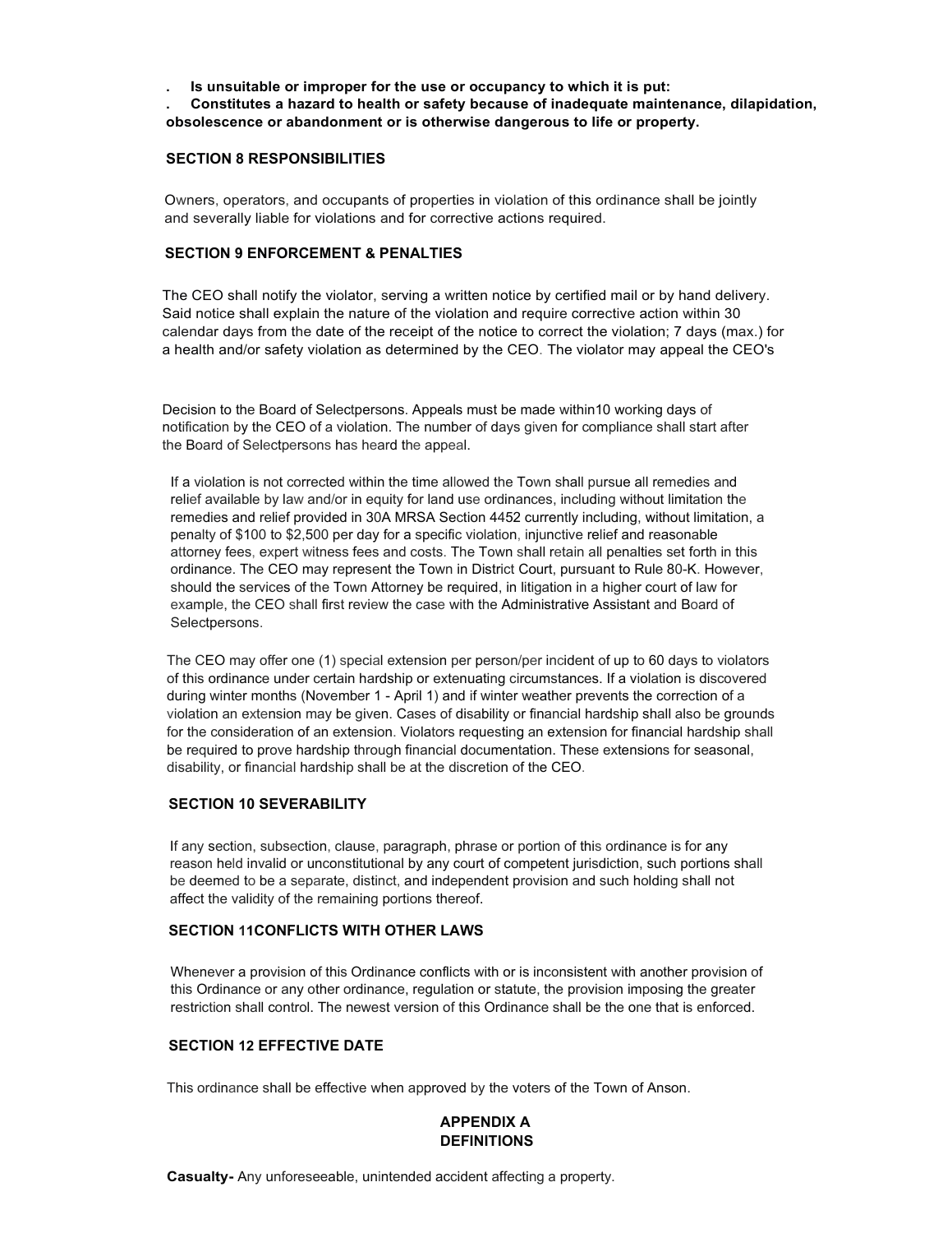- **Is unsuitable or improper for the use or occupancy to which it is put:**
- **Constitutes a hazard to health or safety because of inadequate maintenance, dilapidation, obsolescence or abandonment or is otherwise dangerous to life or property.**

## SECTION 8 RESPONSIBILITIES

Owners, operators, and occupants of properties in violation of this ordinance shall be jointly and severally liable for violations and for corrective actions required.

## SECTION 9 ENFORCEMENT & PENALTIES

The CEO shall notify the violator, serving a written notice by certified mail or by hand delivery. Said notice shall explain the nature of the violation and require corrective action within 30 calendar days from the date of the receipt of the notice to correct the violation; 7 days (max.) for a health and/or safety violation as determined by the CEO. The violator may appeal the CEO's

Decision to the Board of Selectpersons. Appeals must be made within10 working days of notification by the CEO of a violation. The number of days given for compliance shall start after the Board of Selectpersons has heard the appeal.

If a violation is not corrected within the time allowed the Town shall pursue all remedies and relief available by law and/or in equity for land use ordinances, including without limitation the remedies and relief provided in 30A MRSA Section 4452 currently including, without limitation, a penalty of $100 to $2,500 per day for a specific violation, injunctive relief and reasonable attorney fees, expert witness fees and costs. The Town shall retain all penalties set forth in this ordinance. The CEO may represent the Town in District Court, pursuant to Rule 80-K. However, should the services of the Town Attorney be required, in litigation in a higher court of law for example, the CEO shall first review the case with the Administrative Assistant and Board of Selectpersons.

The CEO may offer one (1) special extension per person/per incident of up to 60 days to violators of this ordinance under certain hardship or extenuating circumstances. If a violation is discovered during winter months (November 1 - April 1) and if winter weather prevents the correction of a violation an extension may be given. Cases of disability or financial hardship shall also be grounds for the consideration of an extension. Violators requesting an extension for financial hardship shall be required to prove hardship through financial documentation. These extensions for seasonal, disability, or financial hardship shall be at the discretion of the CEO.

## SECTION 10 SEVERABILITY

If any section, subsection, clause, paragraph, phrase or portion of this ordinance is for any reason held invalid or unconstitutional by any court of competent jurisdiction, such portions shall be deemed to be a separate, distinct, and independent provision and such holding shall not affect the validity of the remaining portions thereof.

## SECTION 11CONFLICTS WITH OTHER LAWS

Whenever a provision of this Ordinance conflicts with or is inconsistent with another provision of this Ordinance or any other ordinance, regulation or statute, the provision imposing the greater restriction shall control. The newest version of this Ordinance shall be the one that is enforced.

## SECTION 12 EFFECTIVE DATE

This ordinance shall be effective when approved by the voters of the Town of Anson.

## APPENDIX A
## DEFINITIONS

**Casualty-** Any unforeseeable, unintended accident affecting a property.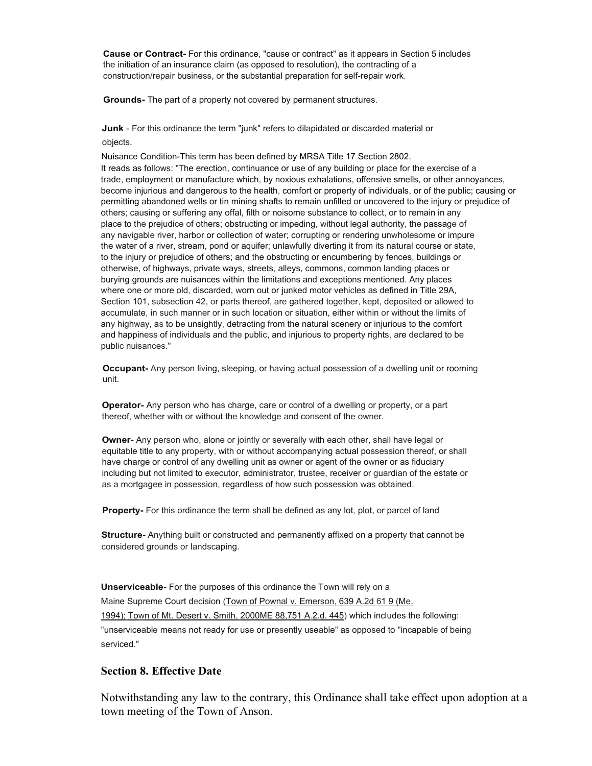**Cause or Contract-** For this ordinance, "cause or contract" as it appears in Section 5 includes the initiation of an insurance claim (as opposed to resolution), the contracting of a construction/repair business, or the substantial preparation for self-repair work.

**Grounds-** The part of a property not covered by permanent structures.

**Junk** - For this ordinance the term "junk" refers to dilapidated or discarded material or objects.

Nuisance Condition-This term has been defined by MRSA Title 17 Section 2802. It reads as follows: "The erection, continuance or use of any building or place for the exercise of a trade, employment or manufacture which, by noxious exhalations, offensive smells, or other annoyances, become injurious and dangerous to the health, comfort or property of individuals, or of the public; causing or permitting abandoned wells or tin mining shafts to remain unfilled or uncovered to the injury or prejudice of others; causing or suffering any offal, filth or noisome substance to collect, or to remain in any place to the prejudice of others; obstructing or impeding, without legal authority, the passage of any navigable river, harbor or collection of water; corrupting or rendering unwholesome or impure the water of a river, stream, pond or aquifer; unlawfully diverting it from its natural course or state, to the injury or prejudice of others; and the obstructing or encumbering by fences, buildings or otherwise, of highways, private ways, streets, alleys, commons, common landing places or burying grounds are nuisances within the limitations and exceptions mentioned. Any places where one or more old, discarded, worn out or junked motor vehicles as defined in Title 29A, Section 101, subsection 42, or parts thereof, are gathered together, kept, deposited or allowed to accumulate, in such manner or in such location or situation, either within or without the limits of any highway, as to be unsightly, detracting from the natural scenery or injurious to the comfort and happiness of individuals and the public, and injurious to property rights, are declared to be public nuisances."

**Occupant-** Any person living, sleeping, or having actual possession of a dwelling unit or rooming unit.

**Operator-** Any person who has charge, care or control of a dwelling or property, or a part thereof, whether with or without the knowledge and consent of the owner.

**Owner-** Any person who, alone or jointly or severally with each other, shall have legal or equitable title to any property, with or without accompanying actual possession thereof, or shall have charge or control of any dwelling unit as owner or agent of the owner or as fiduciary including but not limited to executor, administrator, trustee, receiver or guardian of the estate or as a mortgagee in possession, regardless of how such possession was obtained.

**Property-** For this ordinance the term shall be defined as any lot, plot, or parcel of land

**Structure-** Anything built or constructed and permanently affixed on a property that cannot be considered grounds or landscaping.

**Unserviceable-** For the purposes of this ordinance the Town will rely on a Maine Supreme Court decision (Town of Pownal v. Emerson, 639 A.2d 61 9 (Me. 1994); Town of Mt. Desert v. Smith, 2000ME 88,751 A.2.d. 445) which includes the following: "unserviceable means not ready for use or presently useable" as opposed to "incapable of being serviced."

## Section 8. Effective Date

Notwithstanding any law to the contrary, this Ordinance shall take effect upon adoption at a town meeting of the Town of Anson.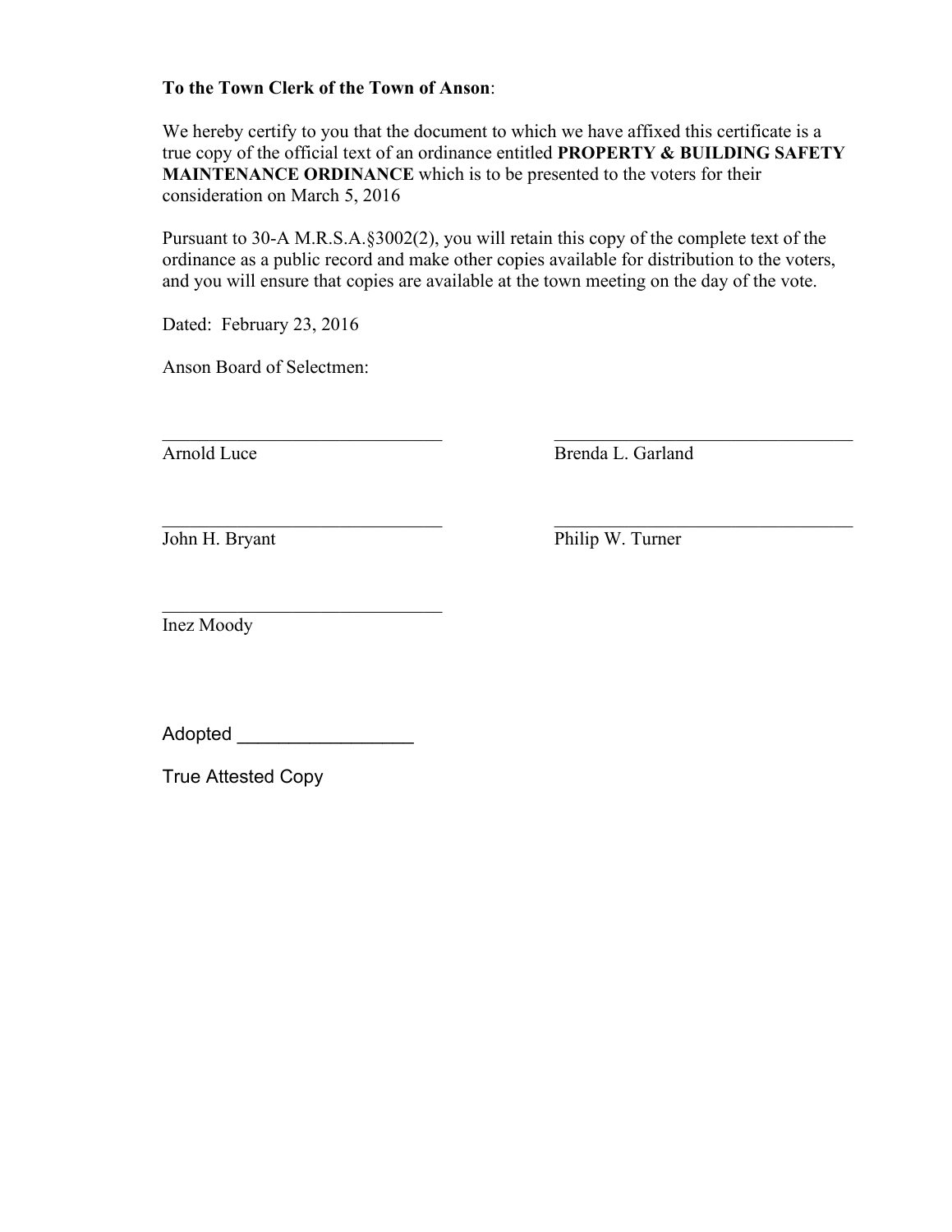**To the Town Clerk of the Town of Anson**:

We hereby certify to you that the document to which we have affixed this certificate is a true copy of the official text of an ordinance entitled **PROPERTY & BUILDING SAFETY MAINTENANCE ORDINANCE** which is to be presented to the voters for their consideration on March 5, 2016

Pursuant to 30-A M.R.S.A.§3002(2), you will retain this copy of the complete text of the ordinance as a public record and make other copies available for distribution to the voters, and you will ensure that copies are available at the town meeting on the day of the vote.

Dated: February 23, 2016

Anson Board of Selectmen:

_______________________________
Arnold Luce

_______________________________
Brenda L. Garland

_______________________________
John H. Bryant

_______________________________
Philip W. Turner

_______________________________
Inez Moody

Adopted _________________

True Attested Copy